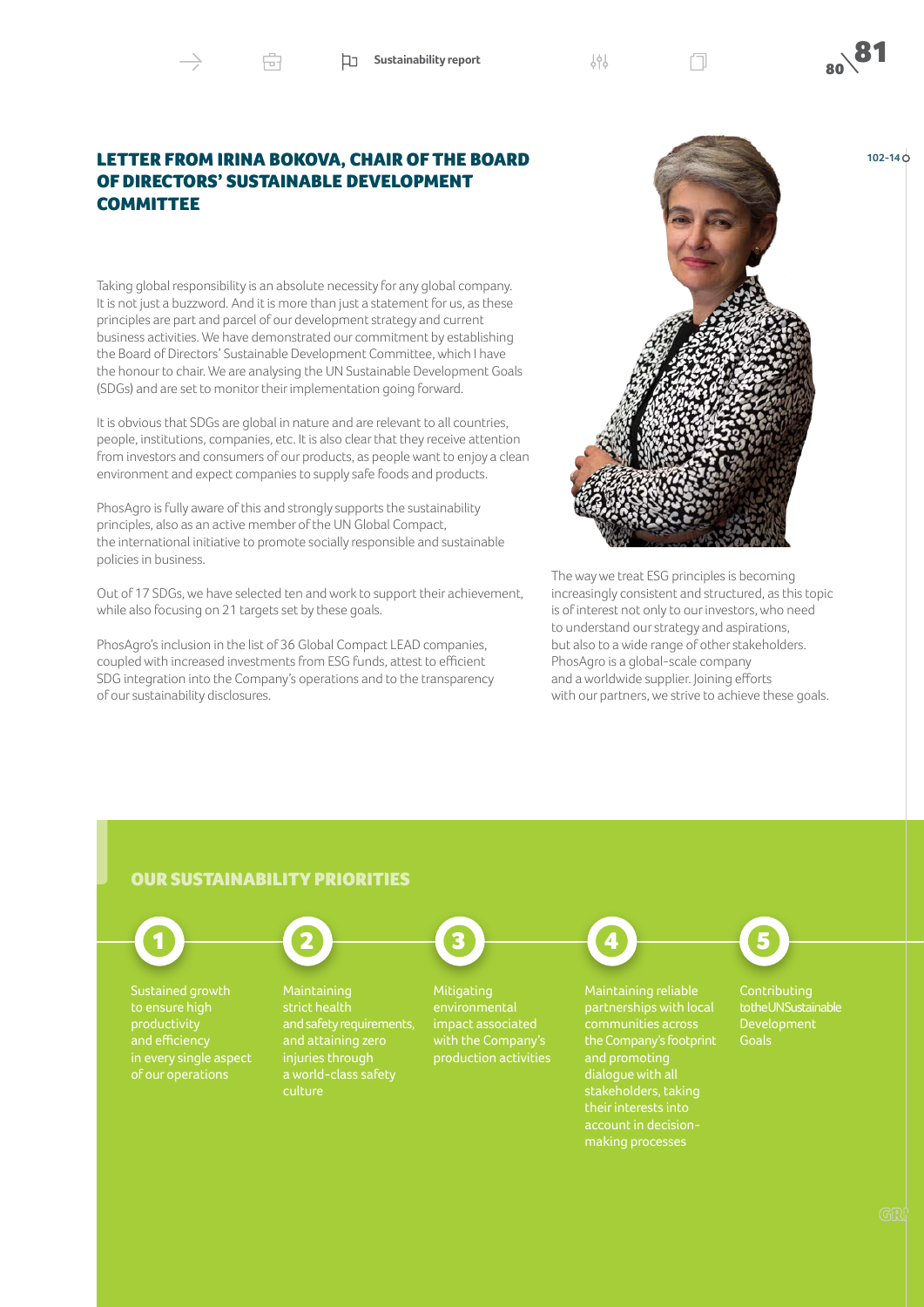# LETTER FROM IRINA BOKOVA, CHAIR OF THE BOARD OF DIRECTORS' SUSTAINABLE DEVELOPMENT COMMITTEE

102-14

Taking global responsibility is an absolute necessity for any global company. It is not just a buzzword. And it is more than just a statement for us, as these principles are part and parcel of our development strategy and current business activities. We have demonstrated our commitment by establishing the Board of Directors' Sustainable Development Committee, which I have the honour to chair. We are analysing the UN Sustainable Development Goals (SDGs) and are set to monitor their implementation going forward.

It is obvious that SDGs are global in nature and are relevant to all countries, people, institutions, companies, etc. It is also clear that they receive attention from investors and consumers of our products, as people want to enjoy a clean environment and expect companies to supply safe foods and products.

PhosAgro is fully aware of this and strongly supports the sustainability principles, also as an active member of the UN Global Compact, the international initiative to promote socially responsible and sustainable policies in business.

Out of 17 SDGs, we have selected ten and work to support their achievement, while also focusing on 21 targets set by these goals.

PhosAgro's inclusion in the list of 36 Global Compact LEAD companies, coupled with increased investments from ESG funds, attest to efficient SDG integration into the Company's operations and to the transparency of our sustainability disclosures.

The way we treat ESG principles is becoming increasingly consistent and structured, as this topic is of interest not only to our investors, who need to understand our strategy and aspirations, but also to a wide range of other stakeholders. PhosAgro is a global-scale company and a worldwide supplier. Joining efforts with our partners, we strive to achieve these goals.

## OUR SUSTAINABILITY PRIORITIES

1. Sustained growth to ensure high productivity and efficiency in every single aspect of our operations
2. Maintaining strict health and safety requirements, and attaining zero injuries through a world-class safety culture
3. Mitigating environmental impact associated with the Company's production activities
4. Maintaining reliable partnerships with local communities across the Company's footprint and promoting dialogue with all stakeholders, taking their interests into account in decision-making processes
5. Contributing to the UN Sustainable Development Goals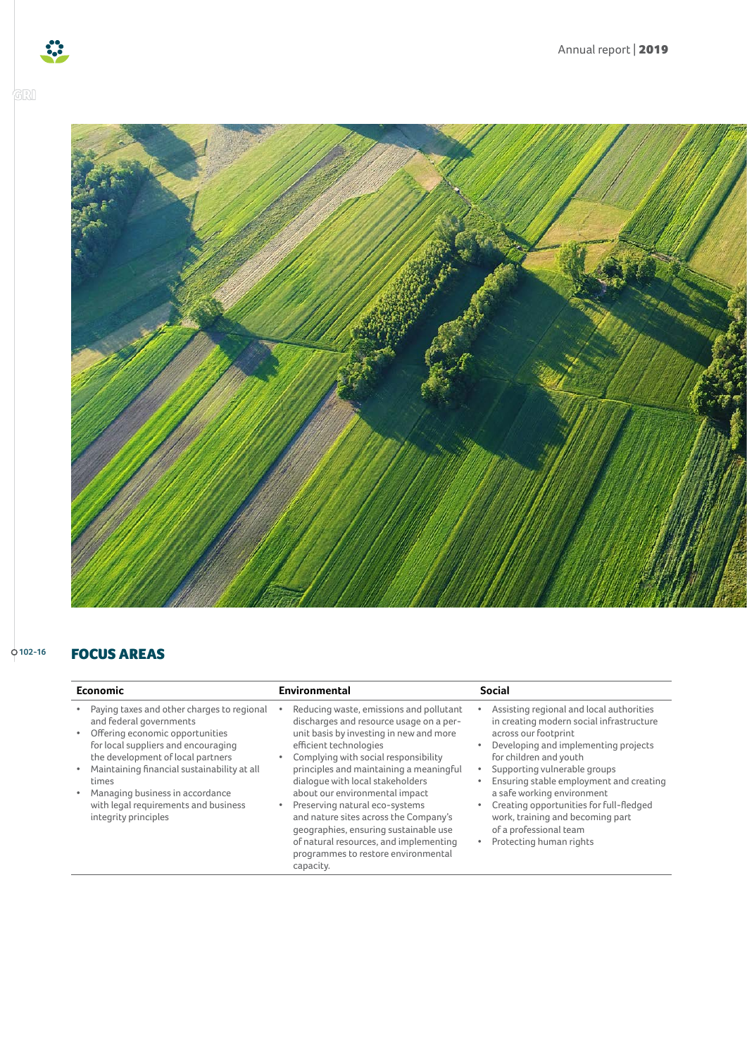102-16

## FOCUS AREAS

| Economic | Environmental | Social |
|---|---|---|
| • Paying taxes and other charges to regional and federal governments<br>• Offering economic opportunities for local suppliers and encouraging the development of local partners<br>• Maintaining financial sustainability at all times<br>• Managing business in accordance with legal requirements and business integrity principles | • Reducing waste, emissions and pollutant discharges and resource usage on a per-unit basis by investing in new and more efficient technologies<br>• Complying with social responsibility principles and maintaining a meaningful dialogue with local stakeholders about our environmental impact<br>• Preserving natural eco-systems and nature sites across the Company's geographies, ensuring sustainable use of natural resources, and implementing programmes to restore environmental capacity. | • Assisting regional and local authorities in creating modern social infrastructure across our footprint<br>• Developing and implementing projects for children and youth<br>• Supporting vulnerable groups<br>• Ensuring stable employment and creating a safe working environment<br>• Creating opportunities for full-fledged work, training and becoming part of a professional team<br>• Protecting human rights |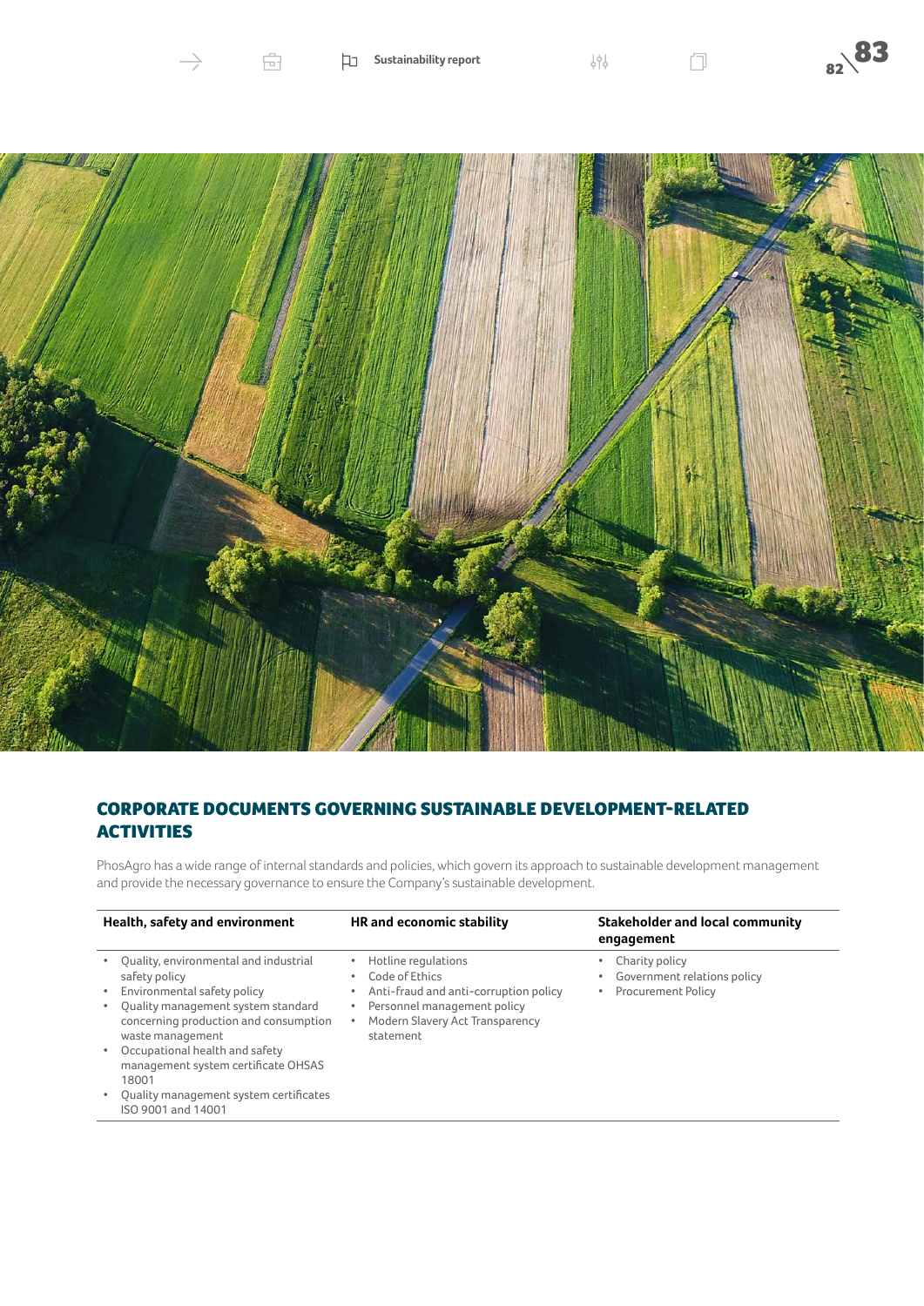## CORPORATE DOCUMENTS GOVERNING SUSTAINABLE DEVELOPMENT-RELATED ACTIVITIES

PhosAgro has a wide range of internal standards and policies, which govern its approach to sustainable development management and provide the necessary governance to ensure the Company's sustainable development.

| Health, safety and environment | HR and economic stability | Stakeholder and local community engagement |
|---|---|---|
| • Quality, environmental and industrial safety policy<br>• Environmental safety policy<br>• Quality management system standard concerning production and consumption waste management<br>• Occupational health and safety management system certificate OHSAS 18001<br>• Quality management system certificates ISO 9001 and 14001 | • Hotline regulations<br>• Code of Ethics<br>• Anti-fraud and anti-corruption policy<br>• Personnel management policy<br>• Modern Slavery Act Transparency statement | • Charity policy<br>• Government relations policy<br>• Procurement Policy |